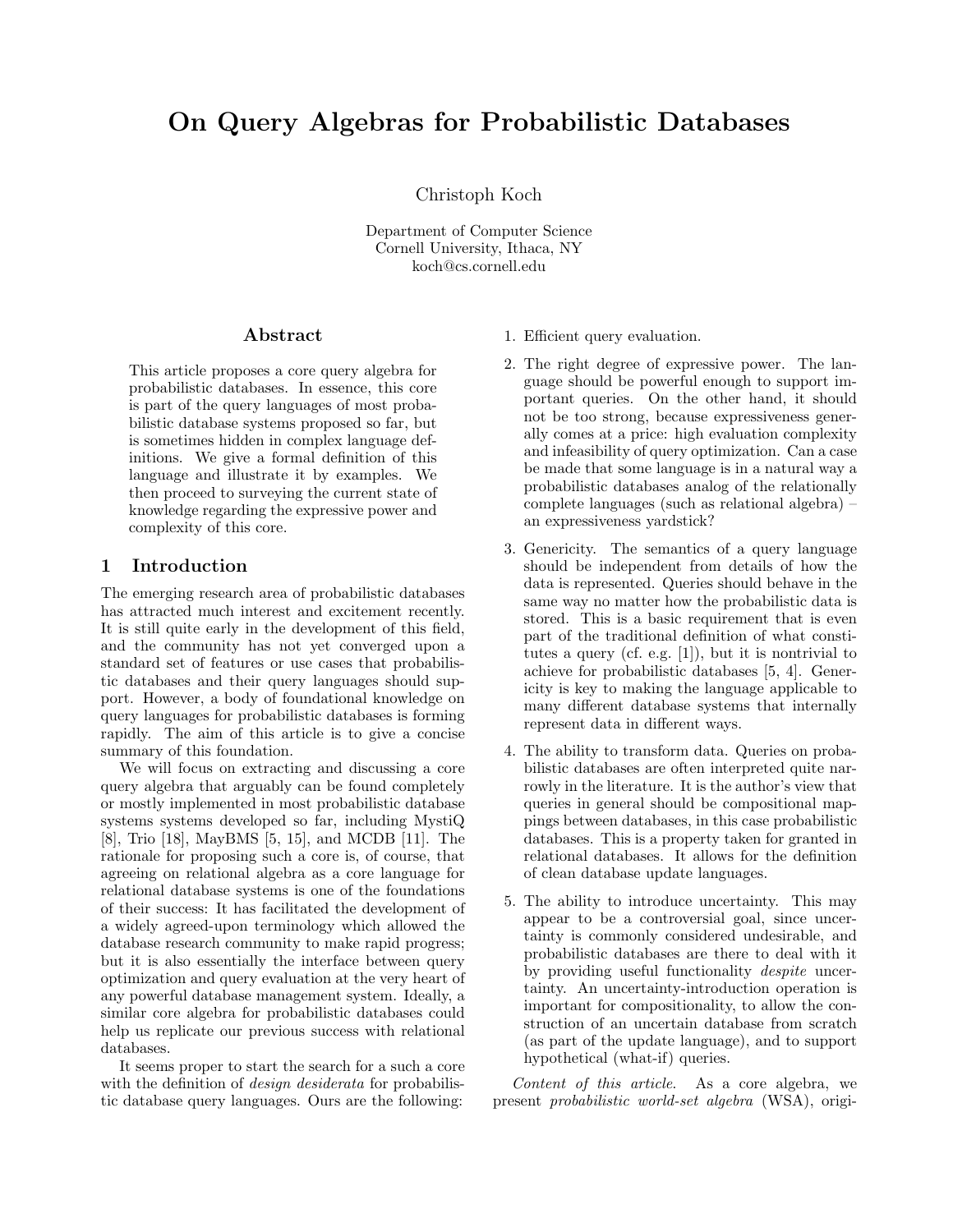# On Query Algebras for Probabilistic Databases

Christoph Koch

Department of Computer Science
Cornell University, Ithaca, NY
koch@cs.cornell.edu

## Abstract

This article proposes a core query algebra for probabilistic databases. In essence, this core is part of the query languages of most probabilistic database systems proposed so far, but is sometimes hidden in complex language definitions. We give a formal definition of this language and illustrate it by examples. We then proceed to surveying the current state of knowledge regarding the expressive power and complexity of this core.

## 1 Introduction

The emerging research area of probabilistic databases has attracted much interest and excitement recently. It is still quite early in the development of this field, and the community has not yet converged upon a standard set of features or use cases that probabilistic databases and their query languages should support. However, a body of foundational knowledge on query languages for probabilistic databases is forming rapidly. The aim of this article is to give a concise summary of this foundation.

We will focus on extracting and discussing a core query algebra that arguably can be found completely or mostly implemented in most probabilistic database systems systems developed so far, including MystiQ [8], Trio [18], MayBMS [5, 15], and MCDB [11]. The rationale for proposing such a core is, of course, that agreeing on relational algebra as a core language for relational database systems is one of the foundations of their success: It has facilitated the development of a widely agreed-upon terminology which allowed the database research community to make rapid progress; but it is also essentially the interface between query optimization and query evaluation at the very heart of any powerful database management system. Ideally, a similar core algebra for probabilistic databases could help us replicate our previous success with relational databases.

It seems proper to start the search for a such a core with the definition of *design desiderata* for probabilistic database query languages. Ours are the following:

1. Efficient query evaluation.
2. The right degree of expressive power. The language should be powerful enough to support important queries. On the other hand, it should not be too strong, because expressiveness generally comes at a price: high evaluation complexity and infeasibility of query optimization. Can a case be made that some language is in a natural way a probabilistic databases analog of the relationally complete languages (such as relational algebra) – an expressiveness yardstick?
3. Genericity. The semantics of a query language should be independent from details of how the data is represented. Queries should behave in the same way no matter how the probabilistic data is stored. This is a basic requirement that is even part of the traditional definition of what constitutes a query (cf. e.g. [1]), but it is nontrivial to achieve for probabilistic databases [5, 4]. Genericity is key to making the language applicable to many different database systems that internally represent data in different ways.
4. The ability to transform data. Queries on probabilistic databases are often interpreted quite narrowly in the literature. It is the author's view that queries in general should be compositional mappings between databases, in this case probabilistic databases. This is a property taken for granted in relational databases. It allows for the definition of clean database update languages.
5. The ability to introduce uncertainty. This may appear to be a controversial goal, since uncertainty is commonly considered undesirable, and probabilistic databases are there to deal with it by providing useful functionality *despite* uncertainty. An uncertainty-introduction operation is important for compositionality, to allow the construction of an uncertain database from scratch (as part of the update language), and to support hypothetical (what-if) queries.

*Content of this article.* As a core algebra, we present *probabilistic world-set algebra* (WSA), origi-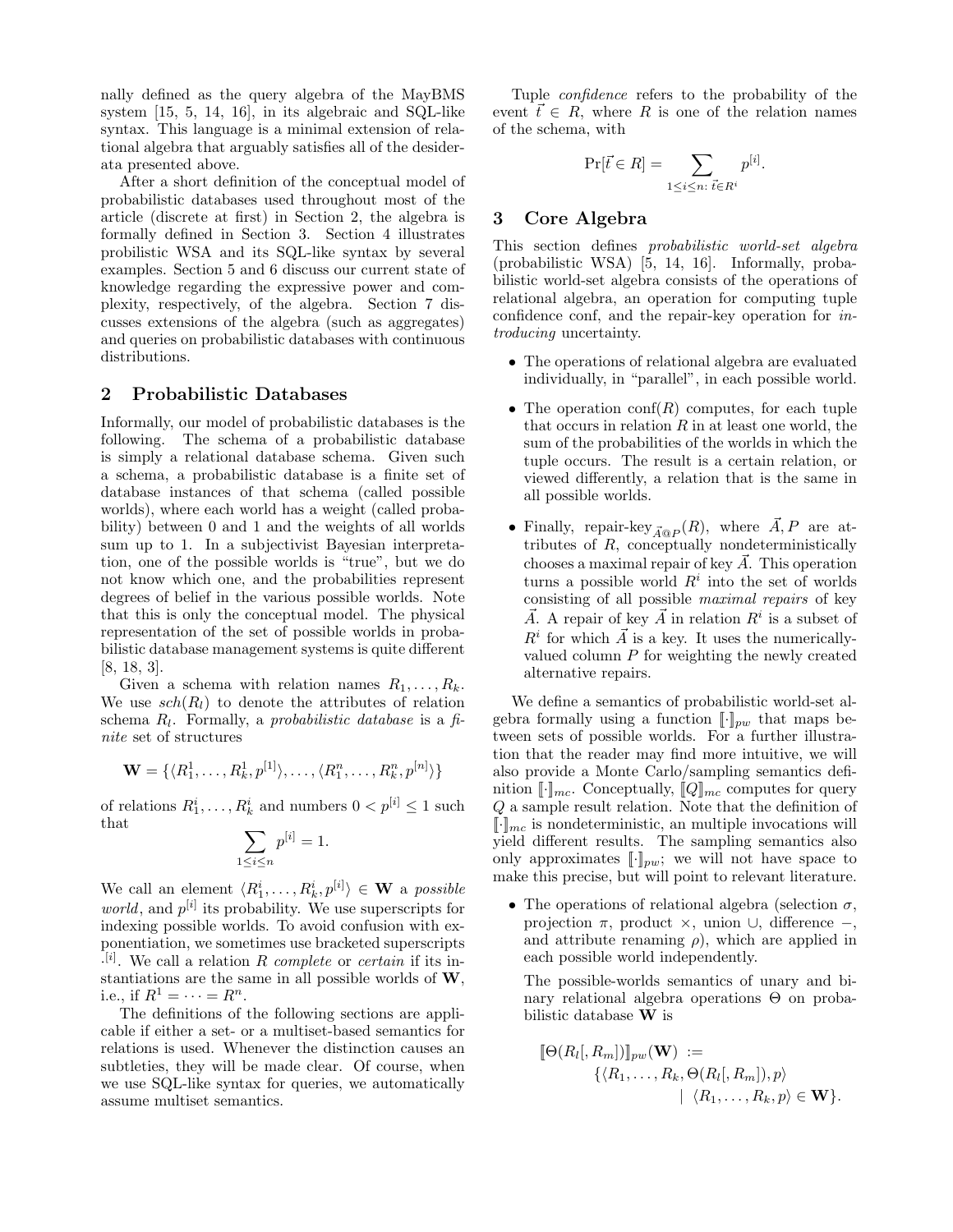nally defined as the query algebra of the MayBMS system [15, 5, 14, 16], in its algebraic and SQL-like syntax. This language is a minimal extension of relational algebra that arguably satisfies all of the desiderata presented above.

After a short definition of the conceptual model of probabilistic databases used throughout most of the article (discrete at first) in Section 2, the algebra is formally defined in Section 3. Section 4 illustrates problistic WSA and its SQL-like syntax by several examples. Section 5 and 6 discuss our current state of knowledge regarding the expressive power and complexity, respectively, of the algebra. Section 7 discusses extensions of the algebra (such as aggregates) and queries on probabilistic databases with continuous distributions.

## 2 Probabilistic Databases

Informally, our model of probabilistic databases is the following. The schema of a probabilistic database is simply a relational database schema. Given such a schema, a probabilistic database is a finite set of database instances of that schema (called possible worlds), where each world has a weight (called probability) between 0 and 1 and the weights of all worlds sum up to 1. In a subjectivist Bayesian interpretation, one of the possible worlds is "true", but we do not know which one, and the probabilities represent degrees of belief in the various possible worlds. Note that this is only the conceptual model. The physical representation of the set of possible worlds in probabilistic database management systems is quite different [8, 18, 3].

Given a schema with relation names $R_1, \dots, R_k$. We use $sch(R_l)$ to denote the attributes of relation schema $R_l$. Formally, a *probabilistic database* is a *finite* set of structures

$$\mathbf{W} = \{\langle R_1^1, \dots, R_k^1, p^{[1]} \rangle, \dots, \langle R_1^n, \dots, R_k^n, p^{[n]} \rangle\}$$

of relations $R_1^i, \dots, R_k^i$ and numbers $0 < p^{[i]} \leq 1$ such that

$$\sum_{1 \leq i \leq n} p^{[i]} = 1.$$

We call an element $\langle R_1^i, \dots, R_k^i, p^{[i]} \rangle \in \mathbf{W}$ a *possible world*, and $p^{[i]}$ its probability. We use superscripts for indexing possible worlds. To avoid confusion with exponentiation, we sometimes use bracketed superscripts $\cdot^{[i]}$. We call a relation $R$ *complete* or *certain* if its instantiations are the same in all possible worlds of $\mathbf{W}$, i.e., if $R^1 = \dots = R^n$.

The definitions of the following sections are applicable if either a set- or a multiset-based semantics for relations is used. Whenever the distinction causes an subtleties, they will be made clear. Of course, when we use SQL-like syntax for queries, we automatically assume multiset semantics.

Tuple *confidence* refers to the probability of the event $\vec{t} \in R$, where $R$ is one of the relation names of the schema, with

$$\Pr[\vec{t} \in R] = \sum_{1 \leq i \leq n:\ \vec{t} \in R^i} p^{[i]}.$$

## 3 Core Algebra

This section defines *probabilistic world-set algebra* (probabilistic WSA) [5, 14, 16]. Informally, probabilistic world-set algebra consists of the operations of relational algebra, an operation for computing tuple confidence conf, and the repair-key operation for *introducing* uncertainty.

- The operations of relational algebra are evaluated individually, in "parallel", in each possible world.
- The operation conf($R$) computes, for each tuple that occurs in relation $R$ in at least one world, the sum of the probabilities of the worlds in which the tuple occurs. The result is a certain relation, or viewed differently, a relation that is the same in all possible worlds.
- Finally, repair-key$_{\vec{A}@P}(R)$, where $\vec{A}, P$ are attributes of $R$, conceptually nondeterministically chooses a maximal repair of key $\vec{A}$. This operation turns a possible world $R^i$ into the set of worlds consisting of all possible *maximal repairs* of key $\vec{A}$. A repair of key $\vec{A}$ in relation $R^i$ is a subset of $R^i$ for which $\vec{A}$ is a key. It uses the numerically-valued column $P$ for weighting the newly created alternative repairs.

We define a semantics of probabilistic world-set algebra formally using a function $[\![\cdot]\!]_{pw}$ that maps between sets of possible worlds. For a further illustration that the reader may find more intuitive, we will also provide a Monte Carlo/sampling semantics definition $[\![\cdot]\!]_{mc}$. Conceptually, $[\![Q]\!]_{mc}$ computes for query $Q$ a sample result relation. Note that the definition of $[\![\cdot]\!]_{mc}$ is nondeterministic, an multiple invocations will yield different results. The sampling semantics also only approximates $[\![\cdot]\!]_{pw}$; we will not have space to make this precise, but will point to relevant literature.

- The operations of relational algebra (selection $\sigma$, projection $\pi$, product $\times$, union $\cup$, difference $-$, and attribute renaming $\rho$), which are applied in each possible world independently.

  The possible-worlds semantics of unary and binary relational algebra operations $\Theta$ on probabilistic database $\mathbf{W}$ is

$$[\![\Theta(R_l[, R_m])]\!]_{pw}(\mathbf{W}) := \{\langle R_1, \dots, R_k, \Theta(R_l[, R_m]), p \rangle \mid \langle R_1, \dots, R_k, p \rangle \in \mathbf{W}\}.$$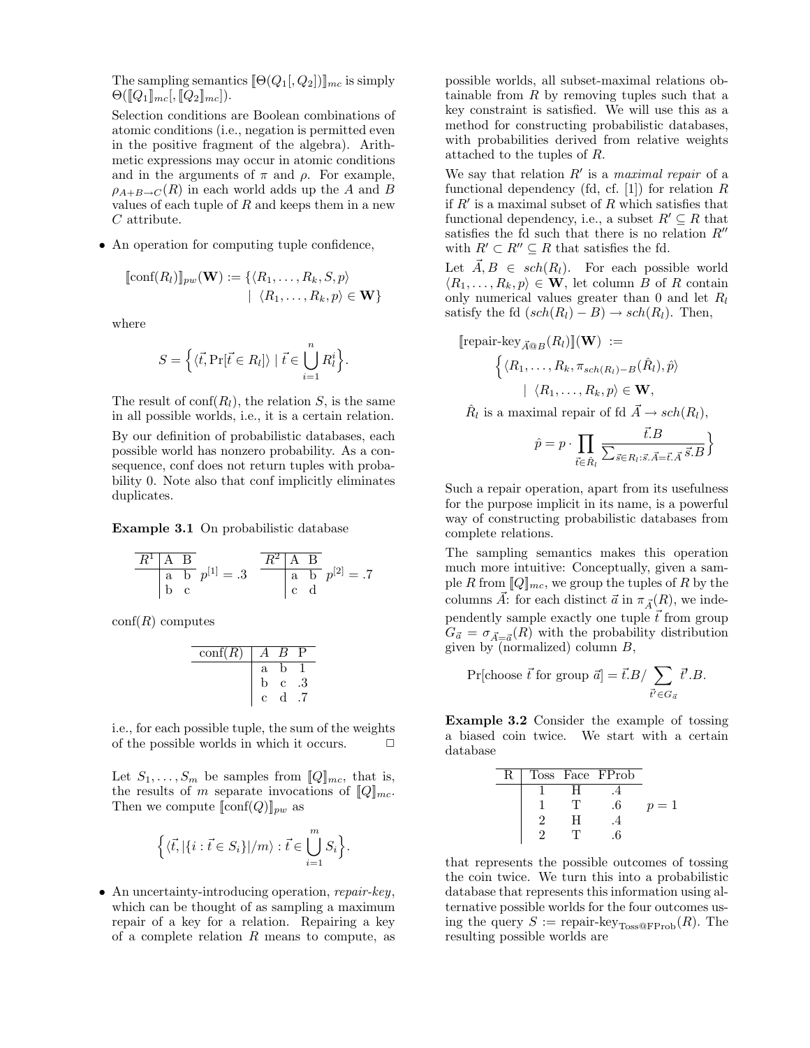The sampling semantics $[\![\Theta(Q_1[, Q_2])]\!]_{mc}$ is simply $\Theta([\![Q_1]\!]_{mc}[, [\![Q_2]\!]_{mc}])$.

Selection conditions are Boolean combinations of atomic conditions (i.e., negation is permitted even in the positive fragment of the algebra). Arithmetic expressions may occur in atomic conditions and in the arguments of $\pi$ and $\rho$. For example, $\rho_{A+B\to C}(R)$ in each world adds up the $A$ and $B$ values of each tuple of $R$ and keeps them in a new $C$ attribute.

- An operation for computing tuple confidence,

$$[\![\mathrm{conf}(R_l)]\!]_{pw}(\mathbf{W}) := \{\langle R_1, \ldots, R_k, S, p\rangle \mid \langle R_1, \ldots, R_k, p\rangle \in \mathbf{W}\}$$

where

$$S = \Big\{\langle \vec{t}, \Pr[\vec{t} \in R_l]\rangle \mid \vec{t} \in \bigcup_{i=1}^{n} R_l^i\Big\}.$$

The result of $\mathrm{conf}(R_l)$, the relation $S$, is the same in all possible worlds, i.e., it is a certain relation.

By our definition of probabilistic databases, each possible world has nonzero probability. As a consequence, conf does not return tuples with probability 0. Note also that conf implicitly eliminates duplicates.

**Example 3.1** On probabilistic database

| $R^1$ | A | B |
|---|---|---|
| | a | b |
| | b | c |

$p^{[1]} = .3$

| $R^2$ | A | B |
|---|---|---|
| | a | b |
| | c | d |

$p^{[2]} = .7$

$\mathrm{conf}(R)$ computes

| conf(R) | A | B | P |
|---|---|---|---|
| | a | b | 1 |
| | b | c | .3 |
| | c | d | .7 |

i.e., for each possible tuple, the sum of the weights of the possible worlds in which it occurs. □

Let $S_1, \ldots, S_m$ be samples from $[\![Q]\!]_{mc}$, that is, the results of $m$ separate invocations of $[\![Q]\!]_{mc}$. Then we compute $[\![\mathrm{conf}(Q)]\!]_{pw}$ as

$$\Big\{\langle \vec{t}, |\{i : \vec{t} \in S_i\}|/m\rangle : \vec{t} \in \bigcup_{i=1}^{m} S_i\Big\}.$$

- An uncertainty-introducing operation, *repair-key*, which can be thought of as sampling a maximum repair of a key for a relation. Repairing a key of a complete relation $R$ means to compute, as possible worlds, all subset-maximal relations obtainable from $R$ by removing tuples such that a key constraint is satisfied. We will use this as a method for constructing probabilistic databases, with probabilities derived from relative weights attached to the tuples of $R$.

We say that relation $R'$ is a *maximal repair* of a functional dependency (fd, cf. [1]) for relation $R$ if $R'$ is a maximal subset of $R$ which satisfies that functional dependency, i.e., a subset $R' \subseteq R$ that satisfies the fd such that there is no relation $R''$ with $R' \subset R'' \subseteq R$ that satisfies the fd.

Let $\vec{A}, B \in sch(R_l)$. For each possible world $\langle R_1, \ldots, R_k, p\rangle \in \mathbf{W}$, let column $B$ of $R$ contain only numerical values greater than 0 and let $R_l$ satisfy the fd $(sch(R_l) - B) \to sch(R_l)$. Then,

$$[\![\text{repair-key}_{\vec{A}@B}(R_l)]\!](\mathbf{W}) := \Big\{\langle R_1, \ldots, R_k, \pi_{sch(R_l)-B}(\hat{R}_l), \hat{p}\rangle \mid \langle R_1, \ldots, R_k, p\rangle \in \mathbf{W},$$

$$\hat{R}_l \text{ is a maximal repair of fd } \vec{A} \to sch(R_l),$$

$$\hat{p} = p \cdot \prod_{\vec{t} \in \hat{R}_l} \frac{\vec{t}.B}{\sum_{\vec{s} \in R_l : \vec{s}.\vec{A} = \vec{t}.\vec{A}} \vec{s}.B}\Big\}$$

Such a repair operation, apart from its usefulness for the purpose implicit in its name, is a powerful way of constructing probabilistic databases from complete relations.

The sampling semantics makes this operation much more intuitive: Conceptually, given a sample $R$ from $[\![Q]\!]_{mc}$, we group the tuples of $R$ by the columns $\vec{A}$: for each distinct $\vec{a}$ in $\pi_{\vec{A}}(R)$, we independently sample exactly one tuple $\vec{t}$ from group $G_{\vec{a}} = \sigma_{\vec{A}=\vec{a}}(R)$ with the probability distribution given by (normalized) column $B$,

$$\Pr[\text{choose } \vec{t} \text{ for group } \vec{a}] = \vec{t}.B / \sum_{\vec{t}' \in G_{\vec{a}}} \vec{t}'.B.$$

**Example 3.2** Consider the example of tossing a biased coin twice. We start with a certain database

| R | Toss | Face | FProb |
|---|---|---|---|
| | 1 | H | .4 |
| | 1 | T | .6 |
| | 2 | H | .4 |
| | 2 | T | .6 |

$p = 1$

that represents the possible outcomes of tossing the coin twice. We turn this into a probabilistic database that represents this information using alternative possible worlds for the four outcomes using the query $S := \text{repair-key}_{\text{Toss@FProb}}(R)$. The resulting possible worlds are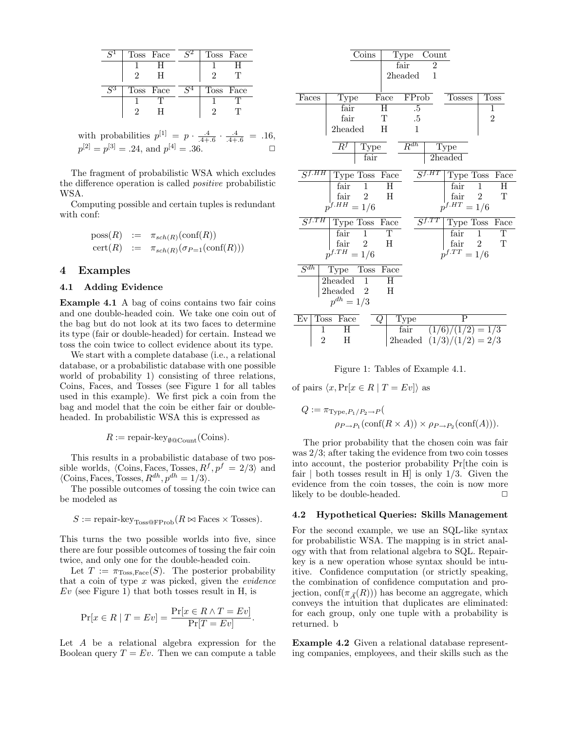| $S^1$ | Toss | Face |
|---|---|---|
| | 1 | H |
| | 2 | H |

| $S^2$ | Toss | Face |
|---|---|---|
| | 1 | H |
| | 2 | T |

| $S^3$ | Toss | Face |
|---|---|---|
| | 1 | T |
| | 2 | H |

| $S^4$ | Toss | Face |
|---|---|---|
| | 1 | T |
| | 2 | T |

with probabilities $p^{[1]} = p \cdot \frac{.4}{.4+.6} \cdot \frac{.4}{.4+.6} = .16$, $p^{[2]} = p^{[3]} = .24$, and $p^{[4]} = .36$. □

The fragment of probabilistic WSA which excludes the difference operation is called *positive* probabilistic WSA.

Computing possible and certain tuples is redundant with conf:

$$\begin{aligned} \text{poss}(R) &:= \pi_{sch(R)}(\text{conf}(R)) \\ \text{cert}(R) &:= \pi_{sch(R)}(\sigma_{P=1}(\text{conf}(R))) \end{aligned}$$

## 4 Examples

### 4.1 Adding Evidence

**Example 4.1** A bag of coins contains two fair coins and one double-headed coin. We take one coin out of the bag but do not look at its two faces to determine its type (fair or double-headed) for certain. Instead we toss the coin twice to collect evidence about its type.

We start with a complete database (i.e., a relational database, or a probabilistic database with one possible world of probability 1) consisting of three relations, Coins, Faces, and Tosses (see Figure 1 for all tables used in this example). We first pick a coin from the bag and model that the coin be either fair or double-headed. In probabilistic WSA this is expressed as

$$R := \text{repair-key}_{\emptyset @ \text{Count}}(\text{Coins}).$$

This results in a probabilistic database of two possible worlds, $\langle \text{Coins}, \text{Faces}, \text{Tosses}, R^f, p^f = 2/3 \rangle$ and $\langle \text{Coins}, \text{Faces}, \text{Tosses}, R^{dh}, p^{dh} = 1/3 \rangle$.

The possible outcomes of tossing the coin twice can be modeled as

$$S := \text{repair-key}_{\text{Toss}@\text{FProb}}(R \bowtie \text{Faces} \times \text{Tosses}).$$

This turns the two possible worlds into five, since there are four possible outcomes of tossing the fair coin twice, and only one for the double-headed coin.

Let $T := \pi_{\text{Toss},\text{Face}}(S)$. The posterior probability that a coin of type $x$ was picked, given the *evidence* $Ev$ (see Figure 1) that both tosses result in H, is

$$\Pr[x \in R \mid T = Ev] = \frac{\Pr[x \in R \wedge T = Ev]}{\Pr[T = Ev]}.$$

Let $A$ be a relational algebra expression for the Boolean query $T = Ev$. Then we can compute a table of pairs $\langle x, \Pr[x \in R \mid T = Ev] \rangle$ as

$$Q := \pi_{\text{Type}, P_1/P_2 \to P}( \\ \rho_{P \to P_1}(\text{conf}(R \times A)) \times \rho_{P \to P_2}(\text{conf}(A))).$$

The prior probability that the chosen coin was fair was 2/3; after taking the evidence from two coin tosses into account, the posterior probability Pr[the coin is fair | both tosses result in H] is only 1/3. Given the evidence from the coin tosses, the coin is now more likely to be double-headed. □

| Coins | Type | Count |
|---|---|---|
| | fair | 2 |
| | 2headed | 1 |

| Faces | Type | Face | FProb |
|---|---|---|---|
| | fair | H | .5 |
| | fair | T | .5 |
| | 2headed | H | 1 |

| Tosses | Toss |
|---|---|
| | 1 |
| | 2 |

| $R^f$ | Type |
|---|---|
| | fair |

| $R^{dh}$ | Type |
|---|---|
| | 2headed |

| $S^{f.HH}$ | Type | Toss | Face |
|---|---|---|---|
| | fair | 1 | H |
| | fair | 2 | H |

$p^{f.HH} = 1/6$

| $S^{f.HT}$ | Type | Toss | Face |
|---|---|---|---|
| | fair | 1 | H |
| | fair | 2 | T |

$p^{f.HT} = 1/6$

| $S^{f.TH}$ | Type | Toss | Face |
|---|---|---|---|
| | fair | 1 | T |
| | fair | 2 | H |

$p^{f.TH} = 1/6$

| $S^{f.TT}$ | Type | Toss | Face |
|---|---|---|---|
| | fair | 1 | T |
| | fair | 2 | T |

$p^{f.TT} = 1/6$

| $S^{dh}$ | Type | Toss | Face |
|---|---|---|---|
| | 2headed | 1 | H |
| | 2headed | 2 | H |

$p^{dh} = 1/3$

| Ev | Toss | Face |
|---|---|---|
| | 1 | H |
| | 2 | H |

| $Q$ | Type | P |
|---|---|---|
| | fair | $(1/6)/(1/2) = 1/3$ |
| | 2headed | $(1/3)/(1/2) = 2/3$ |

Figure 1: Tables of Example 4.1.

### 4.2 Hypothetical Queries: Skills Management

For the second example, we use an SQL-like syntax for probabilistic WSA. The mapping is in strict analogy with that from relational algebra to SQL. Repair-key is a new operation whose syntax should be intuitive. Confidence computation (or strictly speaking, the combination of confidence computation and projection, $\text{conf}(\pi_{\vec{A}}(R))$) has become an aggregate, which conveys the intuition that duplicates are eliminated: for each group, only one tuple with a probability is returned. b

**Example 4.2** Given a relational database representing companies, employees, and their skills such as the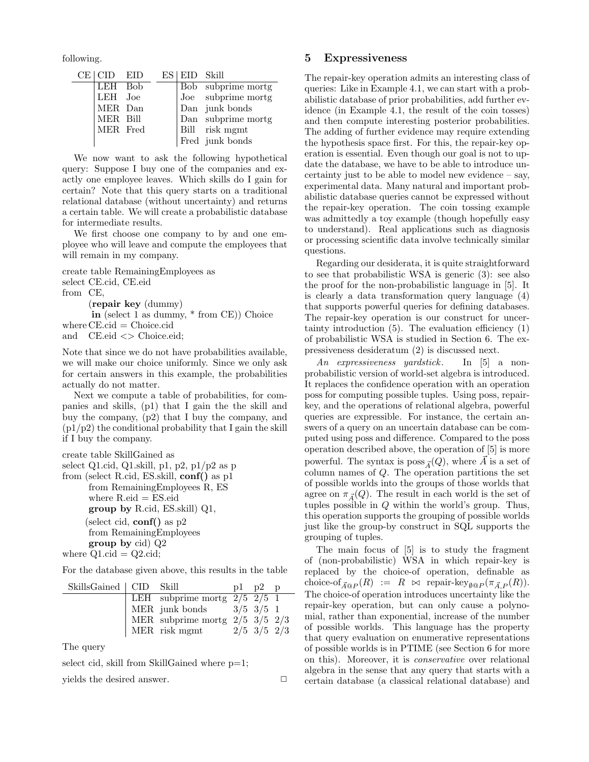following.

| CE | CID | EID |
|---|---|---|
| | LEH | Bob |
| | LEH | Joe |
| | MER | Dan |
| | MER | Bill |
| | MER | Fred |

| ES | EID | Skill |
|---|---|---|
| | Bob | subprime mortg |
| | Joe | subprime mortg |
| | Dan | junk bonds |
| | Dan | subprime mortg |
| | Bill | risk mgmt |
| | Fred | junk bonds |

We now want to ask the following hypothetical query: Suppose I buy one of the companies and exactly one employee leaves. Which skills do I gain for certain? Note that this query starts on a traditional relational database (without uncertainty) and returns a certain table. We will create a probabilistic database for intermediate results.

We first choose one company to by and one employee who will leave and compute the employees that will remain in my company.

```
create table RemainingEmployees as
select CE.cid, CE.eid
from  CE,
      (repair key (dummy)
       in (select 1 as dummy, * from CE)) Choice
where CE.cid = Choice.cid
and   CE.eid <> Choice.eid;
```

Note that since we do not have probabilities available, we will make our choice uniformly. Since we only ask for certain answers in this example, the probabilities actually do not matter.

Next we compute a table of probabilities, for companies and skills, (p1) that I gain the the skill and buy the company, (p2) that I buy the company, and (p1/p2) the conditional probability that I gain the skill if I buy the company.

```
create table SkillGained as
select Q1.cid, Q1.skill, p1, p2, p1/p2 as p
from (select R.cid, ES.skill, conf() as p1
      from RemainingEmployees R, ES
      where R.eid = ES.eid
      group by R.cid, ES.skill) Q1,
     (select cid, conf() as p2
      from RemainingEmployees
      group by cid) Q2
where Q1.cid = Q2.cid;
```

For the database given above, this results in the table

| SkillsGained | CID | Skill | p1 | p2 | p |
|---|---|---|---|---|---|
| | LEH | subprime mortg | 2/5 | 2/5 | 1 |
| | MER | junk bonds | 3/5 | 3/5 | 1 |
| | MER | subprime mortg | 2/5 | 3/5 | 2/3 |
| | MER | risk mgmt | 2/5 | 3/5 | 2/3 |

The query

```
select cid, skill from SkillGained where p=1;
```

yields the desired answer. □

## 5 Expressiveness

The repair-key operation admits an interesting class of queries: Like in Example 4.1, we can start with a probabilistic database of prior probabilities, add further evidence (in Example 4.1, the result of the coin tosses) and then compute interesting posterior probabilities. The adding of further evidence may require extending the hypothesis space first. For this, the repair-key operation is essential. Even though our goal is not to update the database, we have to be able to introduce uncertainty just to be able to model new evidence – say, experimental data. Many natural and important probabilistic database queries cannot be expressed without the repair-key operation. The coin tossing example was admittedly a toy example (though hopefully easy to understand). Real applications such as diagnosis or processing scientific data involve technically similar questions.

Regarding our desiderata, it is quite straightforward to see that probabilistic WSA is generic (3): see also the proof for the non-probabilistic language in [5]. It is clearly a data transformation query language (4) that supports powerful queries for defining databases. The repair-key operation is our construct for uncertainty introduction (5). The evaluation efficiency (1) of probabilistic WSA is studied in Section 6. The expressiveness desideratum (2) is discussed next.

*An expressiveness yardstick.* In [5] a non-probabilistic version of world-set algebra is introduced. It replaces the confidence operation with an operation poss for computing possible tuples. Using poss, repair-key, and the operations of relational algebra, powerful queries are expressible. For instance, the certain answers of a query on an uncertain database can be computed using poss and difference. Compared to the poss operation described above, the operation of [5] is more powerful. The syntax is $\text{poss}_{\vec{A}}(Q)$, where $\vec{A}$ is a set of column names of $Q$. The operation partitions the set of possible worlds into the groups of those worlds that agree on $\pi_{\vec{A}}(Q)$. The result in each world is the set of tuples possible in $Q$ within the world's group. Thus, this operation supports the grouping of possible worlds just like the group-by construct in SQL supports the grouping of tuples.

The main focus of [5] is to study the fragment of (non-probabilistic) WSA in which repair-key is replaced by the choice-of operation, definable as $\text{choice-of}_{\vec{A}@P}(R) := R \bowtie \text{repair-key}_{\emptyset@P}(\pi_{\vec{A},P}(R))$. The choice-of operation introduces uncertainty like the repair-key operation, but can only cause a polynomial, rather than exponential, increase of the number of possible worlds. This language has the property that query evaluation on enumerative representations of possible worlds is in PTIME (see Section 6 for more on this). Moreover, it is *conservative* over relational algebra in the sense that any query that starts with a certain database (a classical relational database) and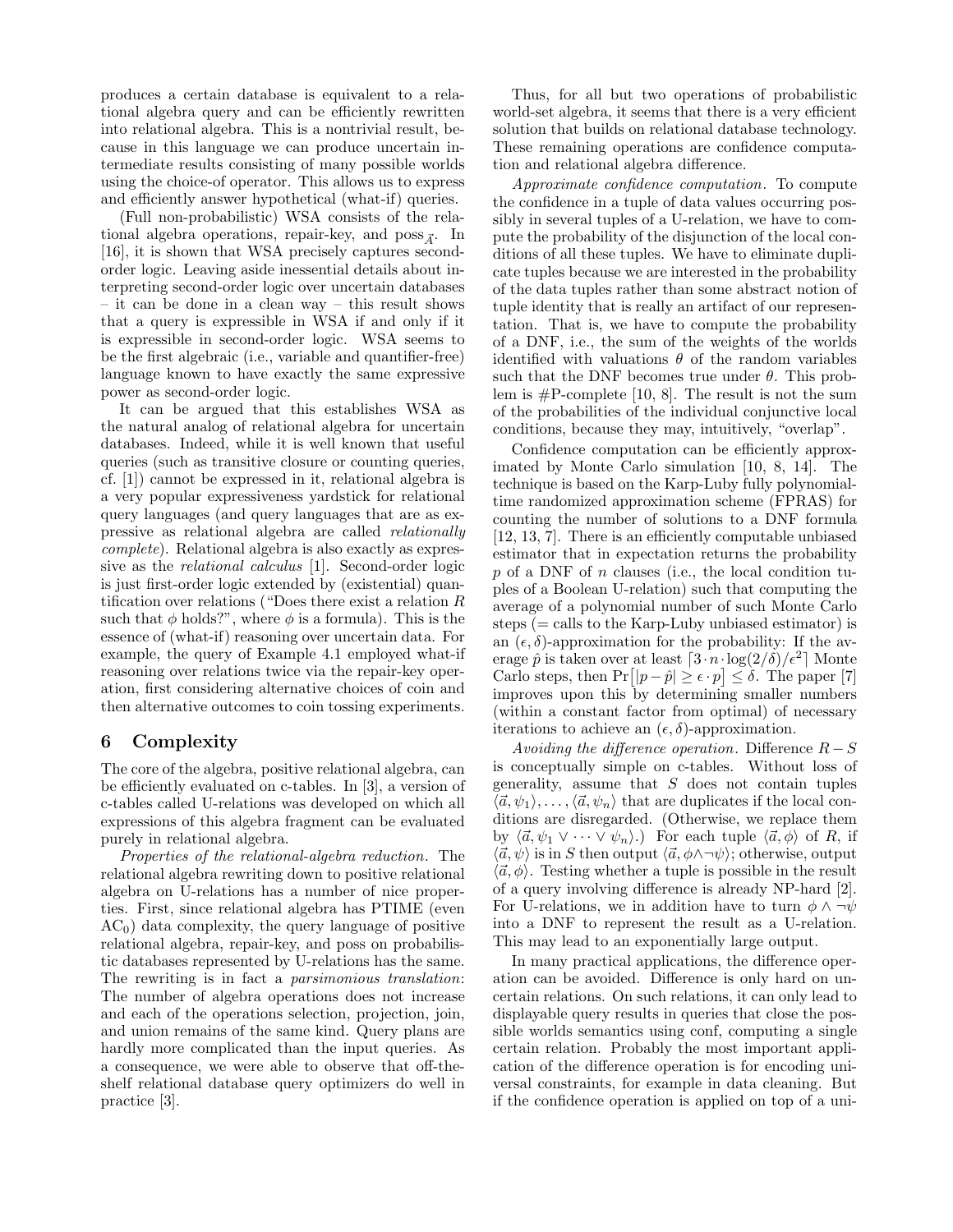produces a certain database is equivalent to a relational algebra query and can be efficiently rewritten into relational algebra. This is a nontrivial result, because in this language we can produce uncertain intermediate results consisting of many possible worlds using the choice-of operator. This allows us to express and efficiently answer hypothetical (what-if) queries.

(Full non-probabilistic) WSA consists of the relational algebra operations, repair-key, and $\text{poss}_{\vec{A}}$. In [16], it is shown that WSA precisely captures second-order logic. Leaving aside inessential details about interpreting second-order logic over uncertain databases – it can be done in a clean way – this result shows that a query is expressible in WSA if and only if it is expressible in second-order logic. WSA seems to be the first algebraic (i.e., variable and quantifier-free) language known to have exactly the same expressive power as second-order logic.

It can be argued that this establishes WSA as the natural analog of relational algebra for uncertain databases. Indeed, while it is well known that useful queries (such as transitive closure or counting queries, cf. [1]) cannot be expressed in it, relational algebra is a very popular expressiveness yardstick for relational query languages (and query languages that are as expressive as relational algebra are called *relationally complete*). Relational algebra is also exactly as expressive as the *relational calculus* [1]. Second-order logic is just first-order logic extended by (existential) quantification over relations ("Does there exist a relation $R$ such that $\phi$ holds?", where $\phi$ is a formula). This is the essence of (what-if) reasoning over uncertain data. For example, the query of Example 4.1 employed what-if reasoning over relations twice via the repair-key operation, first considering alternative choices of coin and then alternative outcomes to coin tossing experiments.

## 6 Complexity

The core of the algebra, positive relational algebra, can be efficiently evaluated on c-tables. In [3], a version of c-tables called U-relations was developed on which all expressions of this algebra fragment can be evaluated purely in relational algebra.

*Properties of the relational-algebra reduction.* The relational algebra rewriting down to positive relational algebra on U-relations has a number of nice properties. First, since relational algebra has PTIME (even $\text{AC}_0$) data complexity, the query language of positive relational algebra, repair-key, and poss on probabilistic databases represented by U-relations has the same. The rewriting is in fact a *parsimonious translation*: The number of algebra operations does not increase and each of the operations selection, projection, join, and union remains of the same kind. Query plans are hardly more complicated than the input queries. As a consequence, we were able to observe that off-the-shelf relational database query optimizers do well in practice [3].

Thus, for all but two operations of probabilistic world-set algebra, it seems that there is a very efficient solution that builds on relational database technology. These remaining operations are confidence computation and relational algebra difference.

*Approximate confidence computation.* To compute the confidence in a tuple of data values occurring possibly in several tuples of a U-relation, we have to compute the probability of the disjunction of the local conditions of all these tuples. We have to eliminate duplicate tuples because we are interested in the probability of the data tuples rather than some abstract notion of tuple identity that is really an artifact of our representation. That is, we have to compute the probability of a DNF, i.e., the sum of the weights of the worlds identified with valuations $\theta$ of the random variables such that the DNF becomes true under $\theta$. This problem is #P-complete [10, 8]. The result is not the sum of the probabilities of the individual conjunctive local conditions, because they may, intuitively, "overlap".

Confidence computation can be efficiently approximated by Monte Carlo simulation [10, 8, 14]. The technique is based on the Karp-Luby fully polynomial-time randomized approximation scheme (FPRAS) for counting the number of solutions to a DNF formula [12, 13, 7]. There is an efficiently computable unbiased estimator that in expectation returns the probability $p$ of a DNF of $n$ clauses (i.e., the local condition tuples of a Boolean U-relation) such that computing the average of a polynomial number of such Monte Carlo steps (= calls to the Karp-Luby unbiased estimator) is an $(\epsilon, \delta)$-approximation for the probability: If the average $\hat{p}$ is taken over at least $\lceil 3 \cdot n \cdot \log(2/\delta)/\epsilon^2 \rceil$ Monte Carlo steps, then $\Pr\big[|p - \hat{p}| \geq \epsilon \cdot p\big] \leq \delta$. The paper [7] improves upon this by determining smaller numbers (within a constant factor from optimal) of necessary iterations to achieve an $(\epsilon, \delta)$-approximation.

*Avoiding the difference operation.* Difference $R - S$ is conceptually simple on c-tables. Without loss of generality, assume that $S$ does not contain tuples $\langle \vec{a}, \psi_1 \rangle, \ldots, \langle \vec{a}, \psi_n \rangle$ that are duplicates if the local conditions are disregarded. (Otherwise, we replace them by $\langle \vec{a}, \psi_1 \vee \cdots \vee \psi_n \rangle$.) For each tuple $\langle \vec{a}, \phi \rangle$ of $R$, if $\langle \vec{a}, \psi \rangle$ is in $S$ then output $\langle \vec{a}, \phi \wedge \neg\psi \rangle$; otherwise, output $\langle \vec{a}, \phi \rangle$. Testing whether a tuple is possible in the result of a query involving difference is already NP-hard [2]. For U-relations, we in addition have to turn $\phi \wedge \neg\psi$ into a DNF to represent the result as a U-relation. This may lead to an exponentially large output.

In many practical applications, the difference operation can be avoided. Difference is only hard on uncertain relations. On such relations, it can only lead to displayable query results in queries that close the possible worlds semantics using conf, computing a single certain relation. Probably the most important application of the difference operation is for encoding universal constraints, for example in data cleaning. But if the confidence operation is applied on top of a uni-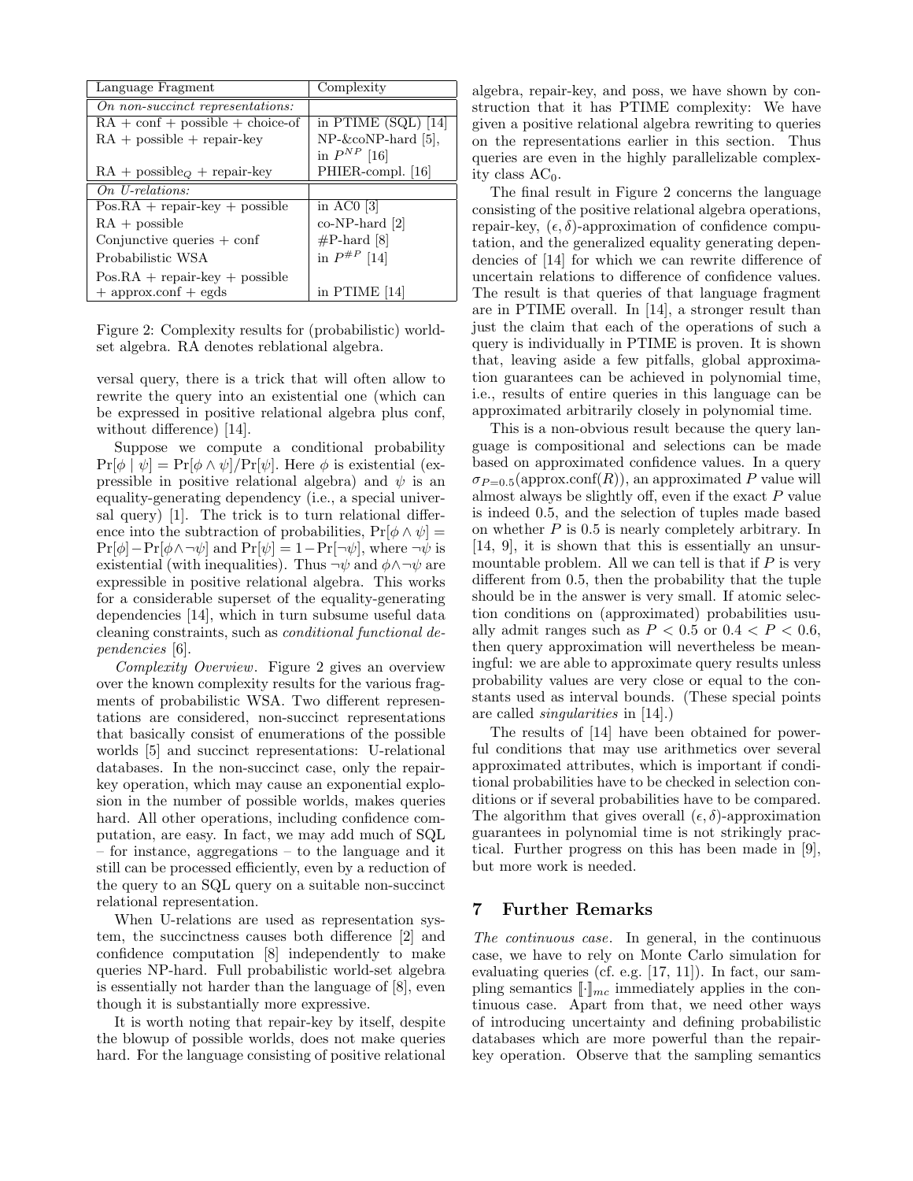| Language Fragment | Complexity |
|---|---|
| *On non-succinct representations:* | |
| RA + conf + possible + choice-of | in PTIME (SQL) [14] |
| RA + possible + repair-key | NP-&coNP-hard [5], in $P^{NP}$ [16] |
| RA + possible$_Q$ + repair-key | PHIER-compl. [16] |
| *On U-relations:* | |
| Pos.RA + repair-key + possible | in AC0 [3] |
| RA + possible | co-NP-hard [2] |
| Conjunctive queries + conf | #P-hard [8] |
| Probabilistic WSA | in $P^{\#P}$ [14] |
| Pos.RA + repair-key + possible + approx.conf + egds | in PTIME [14] |

Figure 2: Complexity results for (probabilistic) world-set algebra. RA denotes reblational algebra.

versal query, there is a trick that will often allow to rewrite the query into an existential one (which can be expressed in positive relational algebra plus conf, without difference) [14].

Suppose we compute a conditional probability $\Pr[\phi \mid \psi] = \Pr[\phi \wedge \psi]/\Pr[\psi]$. Here $\phi$ is existential (expressible in positive relational algebra) and $\psi$ is an equality-generating dependency (i.e., a special universal query) [1]. The trick is to turn relational difference into the subtraction of probabilities, $\Pr[\phi \wedge \psi] = \Pr[\phi] - \Pr[\phi \wedge \neg\psi]$ and $\Pr[\psi] = 1 - \Pr[\neg\psi]$, where $\neg\psi$ is existential (with inequalities). Thus $\neg\psi$ and $\phi \wedge \neg\psi$ are expressible in positive relational algebra. This works for a considerable superset of the equality-generating dependencies [14], which in turn subsume useful data cleaning constraints, such as *conditional functional dependencies* [6].

*Complexity Overview.* Figure 2 gives an overview over the known complexity results for the various fragments of probabilistic WSA. Two different representations are considered, non-succinct representations that basically consist of enumerations of the possible worlds [5] and succinct representations: U-relational databases. In the non-succinct case, only the repair-key operation, which may cause an exponential explosion in the number of possible worlds, makes queries hard. All other operations, including confidence computation, are easy. In fact, we may add much of SQL – for instance, aggregations – to the language and it still can be processed efficiently, even by a reduction of the query to an SQL query on a suitable non-succinct relational representation.

When U-relations are used as representation system, the succinctness causes both difference [2] and confidence computation [8] independently to make queries NP-hard. Full probabilistic world-set algebra is essentially not harder than the language of [8], even though it is substantially more expressive.

It is worth noting that repair-key by itself, despite the blowup of possible worlds, does not make queries hard. For the language consisting of positive relational algebra, repair-key, and poss, we have shown by construction that it has PTIME complexity: We have given a positive relational algebra rewriting to queries on the representations earlier in this section. Thus queries are even in the highly parallelizable complexity class $\mathrm{AC}_0$.

The final result in Figure 2 concerns the language consisting of the positive relational algebra operations, repair-key, $(\epsilon, \delta)$-approximation of confidence computation, and the generalized equality generating dependencies of [14] for which we can rewrite difference of uncertain relations to difference of confidence values. The result is that queries of that language fragment are in PTIME overall. In [14], a stronger result than just the claim that each of the operations of such a query is individually in PTIME is proven. It is shown that, leaving aside a few pitfalls, global approximation guarantees can be achieved in polynomial time, i.e., results of entire queries in this language can be approximated arbitrarily closely in polynomial time.

This is a non-obvious result because the query language is compositional and selections can be made based on approximated confidence values. In a query $\sigma_{P=0.5}(\text{approx.conf}(R))$, an approximated $P$ value will almost always be slightly off, even if the exact $P$ value is indeed 0.5, and the selection of tuples made based on whether $P$ is 0.5 is nearly completely arbitrary. In [14, 9], it is shown that this is essentially an unsurmountable problem. All we can tell is that if $P$ is very different from 0.5, then the probability that the tuple should be in the answer is very small. If atomic selection conditions on (approximated) probabilities usually admit ranges such as $P < 0.5$ or $0.4 < P < 0.6$, then query approximation will nevertheless be meaningful: we are able to approximate query results unless probability values are very close or equal to the constants used as interval bounds. (These special points are called *singularities* in [14].)

The results of [14] have been obtained for powerful conditions that may use arithmetics over several approximated attributes, which is important if conditional probabilities have to be checked in selection conditions or if several probabilities have to be compared. The algorithm that gives overall $(\epsilon, \delta)$-approximation guarantees in polynomial time is not strikingly practical. Further progress on this has been made in [9], but more work is needed.

## 7 Further Remarks

*The continuous case.* In general, in the continuous case, we have to rely on Monte Carlo simulation for evaluating queries (cf. e.g. [17, 11]). In fact, our sampling semantics $[\![\cdot]\!]_{mc}$ immediately applies in the continuous case. Apart from that, we need other ways of introducing uncertainty and defining probabilistic databases which are more powerful than the repair-key operation. Observe that the sampling semantics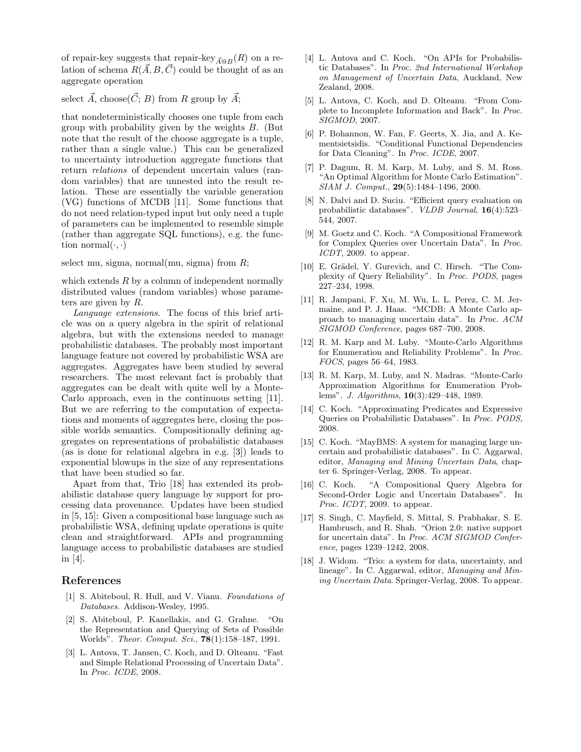of repair-key suggests that repair-key$_{\vec{A}@B}(R)$ on a relation of schema $R(\vec{A}, B, \vec{C})$ could be thought of as an aggregate operation

select $\vec{A}$, choose($\vec{C}$; $B$) from $R$ group by $\vec{A}$;

that nondeterministically chooses one tuple from each group with probability given by the weights $B$. (But note that the result of the choose aggregate is a tuple, rather than a single value.) This can be generalized to uncertainty introduction aggregate functions that return *relations* of dependent uncertain values (random variables) that are unnested into the result relation. These are essentially the variable generation (VG) functions of MCDB [11]. Some functions that do not need relation-typed input but only need a tuple of parameters can be implemented to resemble simple (rather than aggregate SQL functions), e.g. the function normal$(\cdot, \cdot)$

select mu, sigma, normal(mu, sigma) from $R$;

which extends $R$ by a column of independent normally distributed values (random variables) whose parameters are given by $R$.

*Language extensions.* The focus of this brief article was on a query algebra in the spirit of relational algebra, but with the extensions needed to manage probabilistic databases. The probably most important language feature not covered by probabilistic WSA are aggregates. Aggregates have been studied by several researchers. The most relevant fact is probably that aggregates can be dealt with quite well by a Monte-Carlo approach, even in the continuous setting [11]. But we are referring to the computation of expectations and moments of aggregates here, closing the possible worlds semantics. Compositionally defining aggregates on representations of probabilistic databases (as is done for relational algebra in e.g. [3]) leads to exponential blowups in the size of any representations that have been studied so far.

Apart from that, Trio [18] has extended its probabilistic database query language by support for processing data provenance. Updates have been studied in [5, 15]: Given a compositional base language such as probabilistic WSA, defining update operations is quite clean and straightforward. APIs and programming language access to probabilistic databases are studied in [4].

## References

[1] S. Abiteboul, R. Hull, and V. Vianu. *Foundations of Databases*. Addison-Wesley, 1995.

[2] S. Abiteboul, P. Kanellakis, and G. Grahne. "On the Representation and Querying of Sets of Possible Worlds". *Theor. Comput. Sci.*, **78**(1):158–187, 1991.

[3] L. Antova, T. Jansen, C. Koch, and D. Olteanu. "Fast and Simple Relational Processing of Uncertain Data". In *Proc. ICDE*, 2008.

[4] L. Antova and C. Koch. "On APIs for Probabilistic Databases". In *Proc. 2nd International Workshop on Management of Uncertain Data*, Auckland, New Zealand, 2008.

[5] L. Antova, C. Koch, and D. Olteanu. "From Complete to Incomplete Information and Back". In *Proc. SIGMOD*, 2007.

[6] P. Bohannon, W. Fan, F. Geerts, X. Jia, and A. Kementsietsidis. "Conditional Functional Dependencies for Data Cleaning". In *Proc. ICDE*, 2007.

[7] P. Dagum, R. M. Karp, M. Luby, and S. M. Ross. "An Optimal Algorithm for Monte Carlo Estimation". *SIAM J. Comput.*, **29**(5):1484–1496, 2000.

[8] N. Dalvi and D. Suciu. "Efficient query evaluation on probabilistic databases". *VLDB Journal*, **16**(4):523–544, 2007.

[9] M. Goetz and C. Koch. "A Compositional Framework for Complex Queries over Uncertain Data". In *Proc. ICDT*, 2009. to appear.

[10] E. Grädel, Y. Gurevich, and C. Hirsch. "The Complexity of Query Reliability". In *Proc. PODS*, pages 227–234, 1998.

[11] R. Jampani, F. Xu, M. Wu, L. L. Perez, C. M. Jermaine, and P. J. Haas. "MCDB: A Monte Carlo approach to managing uncertain data". In *Proc. ACM SIGMOD Conference*, pages 687–700, 2008.

[12] R. M. Karp and M. Luby. "Monte-Carlo Algorithms for Enumeration and Reliability Problems". In *Proc. FOCS*, pages 56–64, 1983.

[13] R. M. Karp, M. Luby, and N. Madras. "Monte-Carlo Approximation Algorithms for Enumeration Problems". *J. Algorithms*, **10**(3):429–448, 1989.

[14] C. Koch. "Approximating Predicates and Expressive Queries on Probabilistic Databases". In *Proc. PODS*, 2008.

[15] C. Koch. "MayBMS: A system for managing large uncertain and probabilistic databases". In C. Aggarwal, editor, *Managing and Mining Uncertain Data*, chapter 6. Springer-Verlag, 2008. To appear.

[16] C. Koch. "A Compositional Query Algebra for Second-Order Logic and Uncertain Databases". In *Proc. ICDT*, 2009. to appear.

[17] S. Singh, C. Mayfield, S. Mittal, S. Prabhakar, S. E. Hambrusch, and R. Shah. "Orion 2.0: native support for uncertain data". In *Proc. ACM SIGMOD Conference*, pages 1239–1242, 2008.

[18] J. Widom. "Trio: a system for data, uncertainty, and lineage". In C. Aggarwal, editor, *Managing and Mining Uncertain Data*. Springer-Verlag, 2008. To appear.